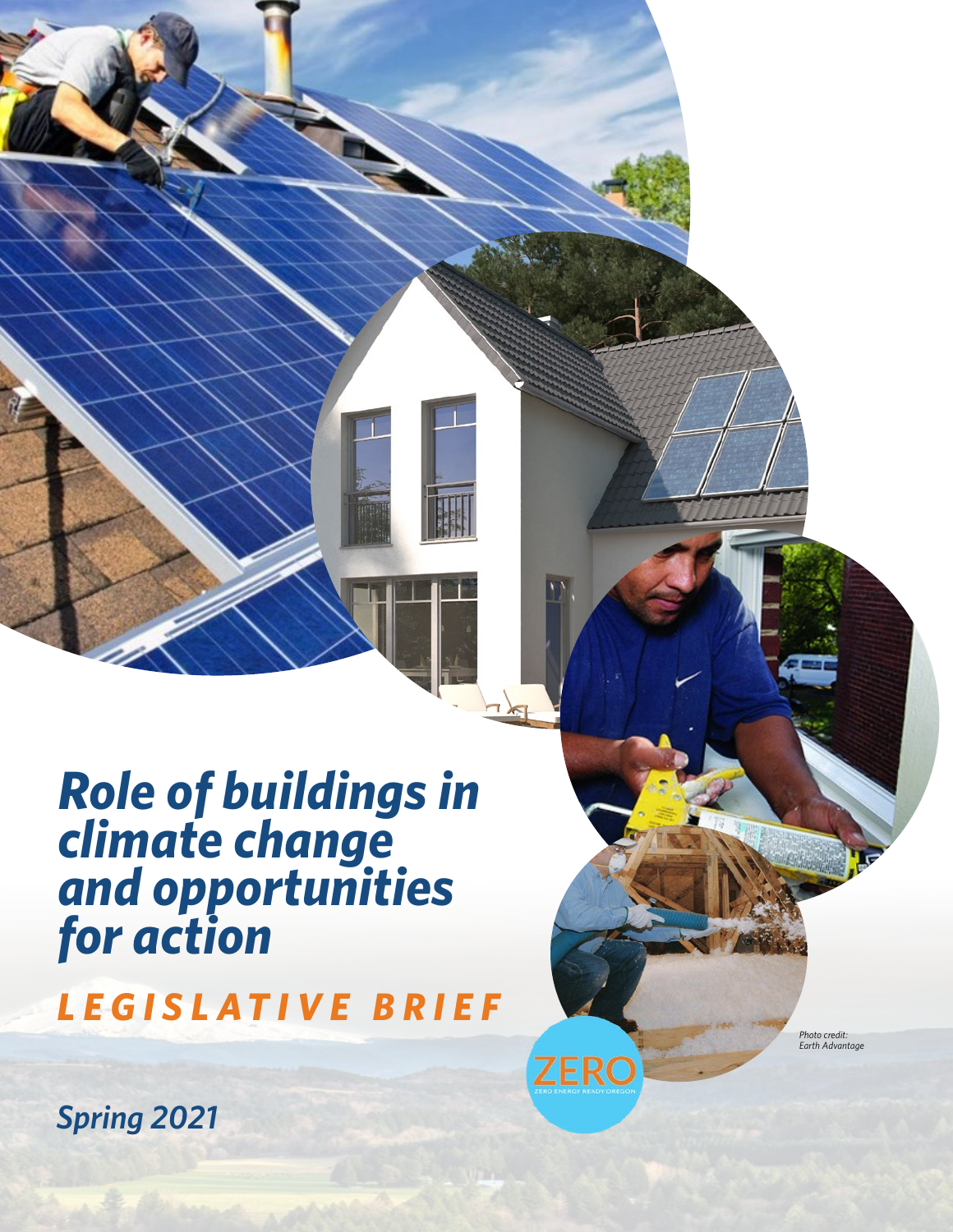# *Role of buildings in climate change and opportunities for action*

## *LEGISLATIVE BRIEF*

*Photo credit: Earth Advantage*

ZERO
ZERO ENERGY READY OREGON

*Spring 2021*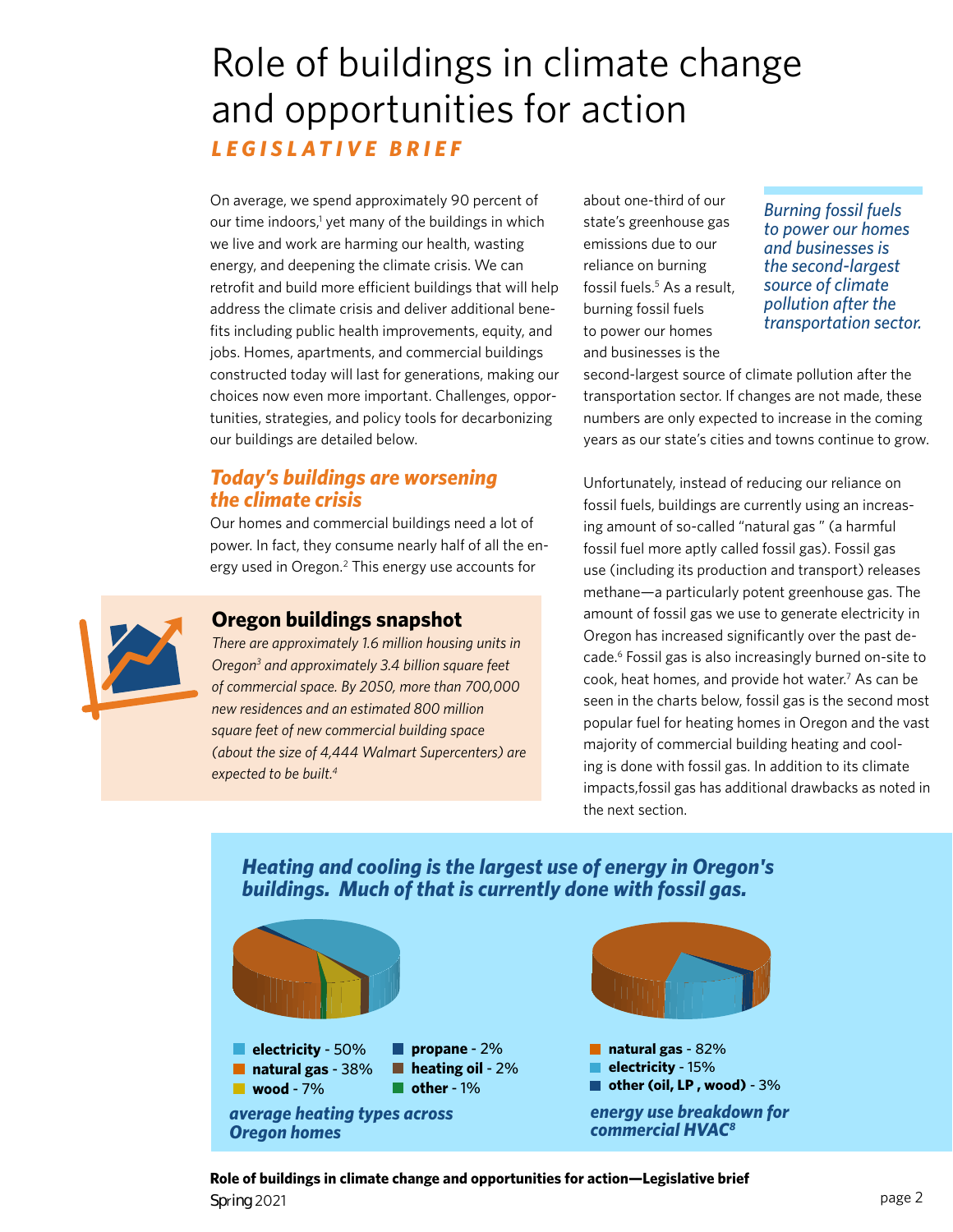# Role of buildings in climate change and opportunities for action

***LEGISLATIVE BRIEF***

On average, we spend approximately 90 percent of our time indoors,[1] yet many of the buildings in which we live and work are harming our health, wasting energy, and deepening the climate crisis. We can retrofit and build more efficient buildings that will help address the climate crisis and deliver additional benefits including public health improvements, equity, and jobs. Homes, apartments, and commercial buildings constructed today will last for generations, making our choices now even more important. Challenges, opportunities, strategies, and policy tools for decarbonizing our buildings are detailed below.

## *Today's buildings are worsening the climate crisis*

Our homes and commercial buildings need a lot of power. In fact, they consume nearly half of all the energy used in Oregon.[2] This energy use accounts for about one-third of our state's greenhouse gas emissions due to our reliance on burning fossil fuels.[5] As a result, burning fossil fuels to power our homes and businesses is the second-largest source of climate pollution after the transportation sector. If changes are not made, these numbers are only expected to increase in the coming years as our state's cities and towns continue to grow.

> *Burning fossil fuels to power our homes and businesses is the second-largest source of climate pollution after the transportation sector.*

### Oregon buildings snapshot

*There are approximately 1.6 million housing units in Oregon[3] and approximately 3.4 billion square feet of commercial space. By 2050, more than 700,000 new residences and an estimated 800 million square feet of new commercial building space (about the size of 4,444 Walmart Supercenters) are expected to be built.[4]*

Unfortunately, instead of reducing our reliance on fossil fuels, buildings are currently using an increasing amount of so-called "natural gas " (a harmful fossil fuel more aptly called fossil gas). Fossil gas use (including its production and transport) releases methane—a particularly potent greenhouse gas. The amount of fossil gas we use to generate electricity in Oregon has increased significantly over the past decade.[6] Fossil gas is also increasingly burned on-site to cook, heat homes, and provide hot water.[7] As can be seen in the charts below, fossil gas is the second most popular fuel for heating homes in Oregon and the vast majority of commercial building heating and cooling is done with fossil gas. In addition to its climate impacts,fossil gas has additional drawbacks as noted in the next section.

### *Heating and cooling is the largest use of energy in Oregon's buildings. Much of that is currently done with fossil gas.*

- **electricity** - 50%
- **natural gas** - 38%
- **wood** - 7%
- **propane** - 2%
- **heating oil** - 2%
- **other** - 1%

***average heating types across Oregon homes***

- **natural gas** - 82%
- **electricity** - 15%
- **other (oil, LP , wood)** - 3%

***energy use breakdown for commercial HVAC[8]***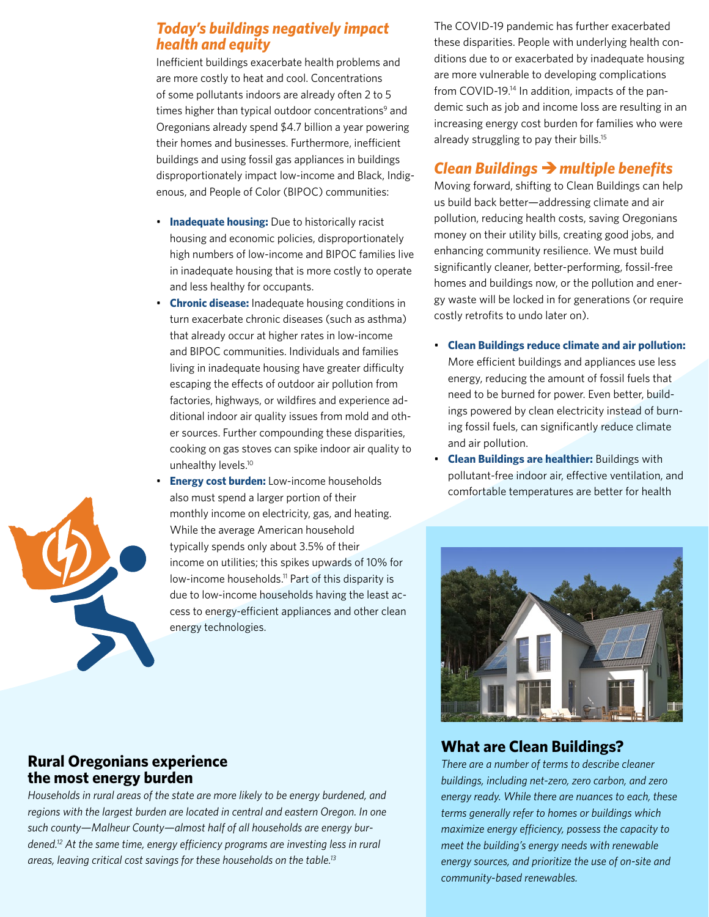## *Today's buildings negatively impact health and equity*

Inefficient buildings exacerbate health problems and are more costly to heat and cool. Concentrations of some pollutants indoors are already often 2 to 5 times higher than typical outdoor concentrations[9] and Oregonians already spend $4.7 billion a year powering their homes and businesses. Furthermore, inefficient buildings and using fossil gas appliances in buildings disproportionately impact low-income and Black, Indigenous, and People of Color (BIPOC) communities:

- **Inadequate housing:** Due to historically racist housing and economic policies, disproportionately high numbers of low-income and BIPOC families live in inadequate housing that is more costly to operate and less healthy for occupants.
- **Chronic disease:** Inadequate housing conditions in turn exacerbate chronic diseases (such as asthma) that already occur at higher rates in low-income and BIPOC communities. Individuals and families living in inadequate housing have greater difficulty escaping the effects of outdoor air pollution from factories, highways, or wildfires and experience additional indoor air quality issues from mold and other sources. Further compounding these disparities, cooking on gas stoves can spike indoor air quality to unhealthy levels.[10]
- **Energy cost burden:** Low-income households also must spend a larger portion of their monthly income on electricity, gas, and heating. While the average American household typically spends only about 3.5% of their income on utilities; this spikes upwards of 10% for low-income households.[11] Part of this disparity is due to low-income households having the least access to energy-efficient appliances and other clean energy technologies.

The COVID-19 pandemic has further exacerbated these disparities. People with underlying health conditions due to or exacerbated by inadequate housing are more vulnerable to developing complications from COVID-19.[14] In addition, impacts of the pandemic such as job and income loss are resulting in an increasing energy cost burden for families who were already struggling to pay their bills.[15]

## *Clean Buildings → multiple benefits*

Moving forward, shifting to Clean Buildings can help us build back better—addressing climate and air pollution, reducing health costs, saving Oregonians money on their utility bills, creating good jobs, and enhancing community resilience. We must build significantly cleaner, better-performing, fossil-free homes and buildings now, or the pollution and energy waste will be locked in for generations (or require costly retrofits to undo later on).

- **Clean Buildings reduce climate and air pollution:** More efficient buildings and appliances use less energy, reducing the amount of fossil fuels that need to be burned for power. Even better, buildings powered by clean electricity instead of burning fossil fuels, can significantly reduce climate and air pollution.
- **Clean Buildings are healthier:** Buildings with pollutant-free indoor air, effective ventilation, and comfortable temperatures are better for health

## Rural Oregonians experience the most energy burden

*Households in rural areas of the state are more likely to be energy burdened, and regions with the largest burden are located in central and eastern Oregon. In one such county—Malheur County—almost half of all households are energy burdened.[12] At the same time, energy efficiency programs are investing less in rural areas, leaving critical cost savings for these households on the table.[13]*

## What are Clean Buildings?

*There are a number of terms to describe cleaner buildings, including net-zero, zero carbon, and zero energy ready. While there are nuances to each, these terms generally refer to homes or buildings which maximize energy efficiency, possess the capacity to meet the building's energy needs with renewable energy sources, and prioritize the use of on-site and community-based renewables.*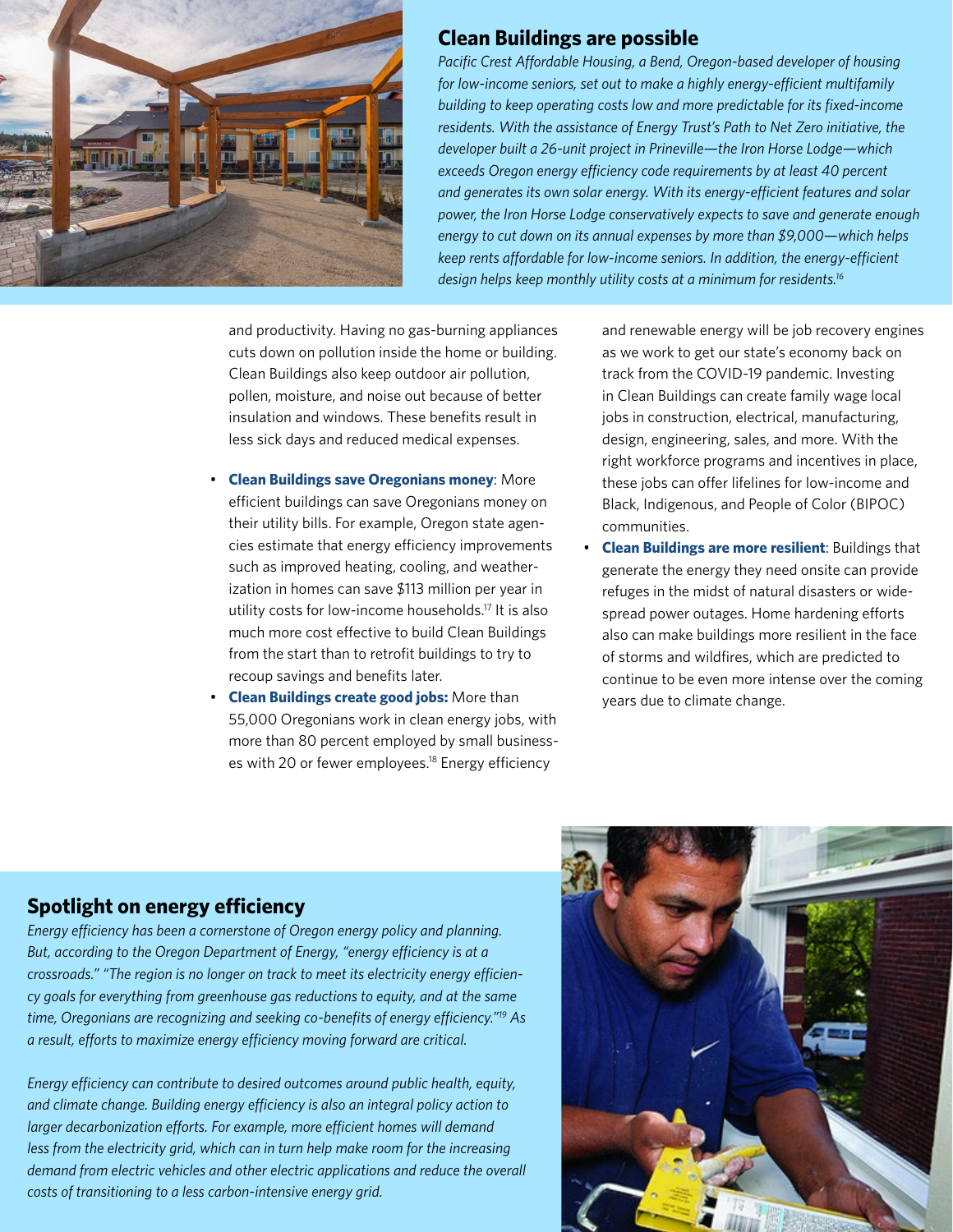## Clean Buildings are possible

*Pacific Crest Affordable Housing, a Bend, Oregon-based developer of housing for low-income seniors, set out to make a highly energy-efficient multifamily building to keep operating costs low and more predictable for its fixed-income residents. With the assistance of Energy Trust's Path to Net Zero initiative, the developer built a 26-unit project in Prineville—the Iron Horse Lodge—which exceeds Oregon energy efficiency code requirements by at least 40 percent and generates its own solar energy. With its energy-efficient features and solar power, the Iron Horse Lodge conservatively expects to save and generate enough energy to cut down on its annual expenses by more than $9,000—which helps keep rents affordable for low-income seniors. In addition, the energy-efficient design helps keep monthly utility costs at a minimum for residents.*[16]

and productivity. Having no gas-burning appliances cuts down on pollution inside the home or building. Clean Buildings also keep outdoor air pollution, pollen, moisture, and noise out because of better insulation and windows. These benefits result in less sick days and reduced medical expenses.

- **Clean Buildings save Oregonians money**: More efficient buildings can save Oregonians money on their utility bills. For example, Oregon state agencies estimate that energy efficiency improvements such as improved heating, cooling, and weatherization in homes can save $113 million per year in utility costs for low-income households.[17] It is also much more cost effective to build Clean Buildings from the start than to retrofit buildings to try to recoup savings and benefits later.
- **Clean Buildings create good jobs:** More than 55,000 Oregonians work in clean energy jobs, with more than 80 percent employed by small businesses with 20 or fewer employees.[18] Energy efficiency and renewable energy will be job recovery engines as we work to get our state's economy back on track from the COVID-19 pandemic. Investing in Clean Buildings can create family wage local jobs in construction, electrical, manufacturing, design, engineering, sales, and more. With the right workforce programs and incentives in place, these jobs can offer lifelines for low-income and Black, Indigenous, and People of Color (BIPOC) communities.
- **Clean Buildings are more resilient**: Buildings that generate the energy they need onsite can provide refuges in the midst of natural disasters or widespread power outages. Home hardening efforts also can make buildings more resilient in the face of storms and wildfires, which are predicted to continue to be even more intense over the coming years due to climate change.

## Spotlight on energy efficiency

*Energy efficiency has been a cornerstone of Oregon energy policy and planning. But, according to the Oregon Department of Energy, "energy efficiency is at a crossroads." "The region is no longer on track to meet its electricity energy efficiency goals for everything from greenhouse gas reductions to equity, and at the same time, Oregonians are recognizing and seeking co-benefits of energy efficiency."*[19] *As a result, efforts to maximize energy efficiency moving forward are critical.*

*Energy efficiency can contribute to desired outcomes around public health, equity, and climate change. Building energy efficiency is also an integral policy action to larger decarbonization efforts. For example, more efficient homes will demand less from the electricity grid, which can in turn help make room for the increasing demand from electric vehicles and other electric applications and reduce the overall costs of transitioning to a less carbon-intensive energy grid.*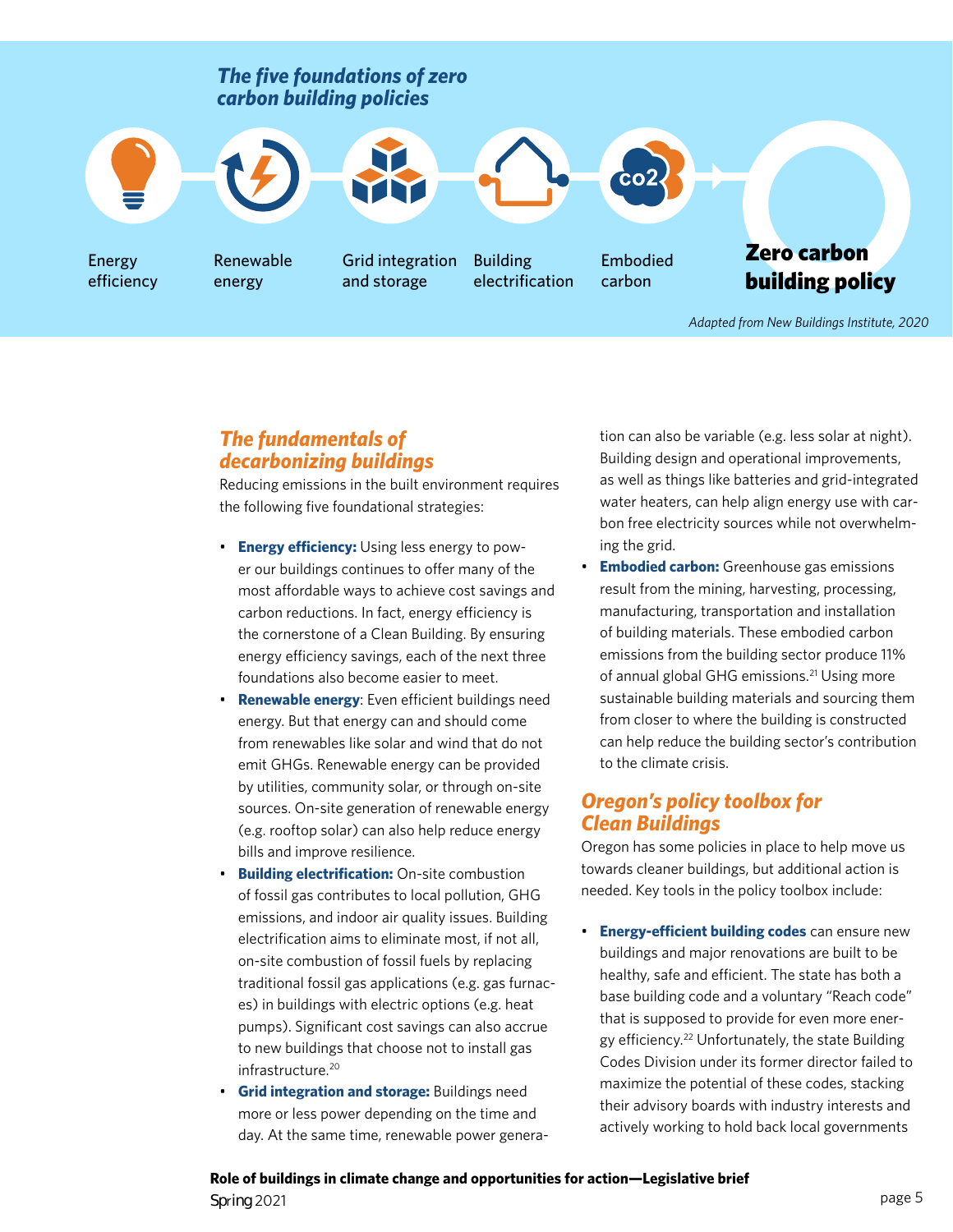## *The five foundations of zero carbon building policies*

Energy efficiency

Renewable energy

Grid integration and storage

Building electrification

Embodied carbon

**Zero carbon building policy**

*Adapted from New Buildings Institute, 2020*

## *The fundamentals of decarbonizing buildings*

Reducing emissions in the built environment requires the following five foundational strategies:

- **Energy efficiency:** Using less energy to power our buildings continues to offer many of the most affordable ways to achieve cost savings and carbon reductions. In fact, energy efficiency is the cornerstone of a Clean Building. By ensuring energy efficiency savings, each of the next three foundations also become easier to meet.
- **Renewable energy**: Even efficient buildings need energy. But that energy can and should come from renewables like solar and wind that do not emit GHGs. Renewable energy can be provided by utilities, community solar, or through on-site sources. On-site generation of renewable energy (e.g. rooftop solar) can also help reduce energy bills and improve resilience.
- **Building electrification:** On-site combustion of fossil gas contributes to local pollution, GHG emissions, and indoor air quality issues. Building electrification aims to eliminate most, if not all, on-site combustion of fossil fuels by replacing traditional fossil gas applications (e.g. gas furnaces) in buildings with electric options (e.g. heat pumps). Significant cost savings can also accrue to new buildings that choose not to install gas infrastructure.[20]
- **Grid integration and storage:** Buildings need more or less power depending on the time and day. At the same time, renewable power generation can also be variable (e.g. less solar at night). Building design and operational improvements, as well as things like batteries and grid-integrated water heaters, can help align energy use with carbon free electricity sources while not overwhelming the grid.
- **Embodied carbon:** Greenhouse gas emissions result from the mining, harvesting, processing, manufacturing, transportation and installation of building materials. These embodied carbon emissions from the building sector produce 11% of annual global GHG emissions.[21] Using more sustainable building materials and sourcing them from closer to where the building is constructed can help reduce the building sector's contribution to the climate crisis.

## *Oregon's policy toolbox for Clean Buildings*

Oregon has some policies in place to help move us towards cleaner buildings, but additional action is needed. Key tools in the policy toolbox include:

- **Energy-efficient building codes** can ensure new buildings and major renovations are built to be healthy, safe and efficient. The state has both a base building code and a voluntary "Reach code" that is supposed to provide for even more energy efficiency.[22] Unfortunately, the state Building Codes Division under its former director failed to maximize the potential of these codes, stacking their advisory boards with industry interests and actively working to hold back local governments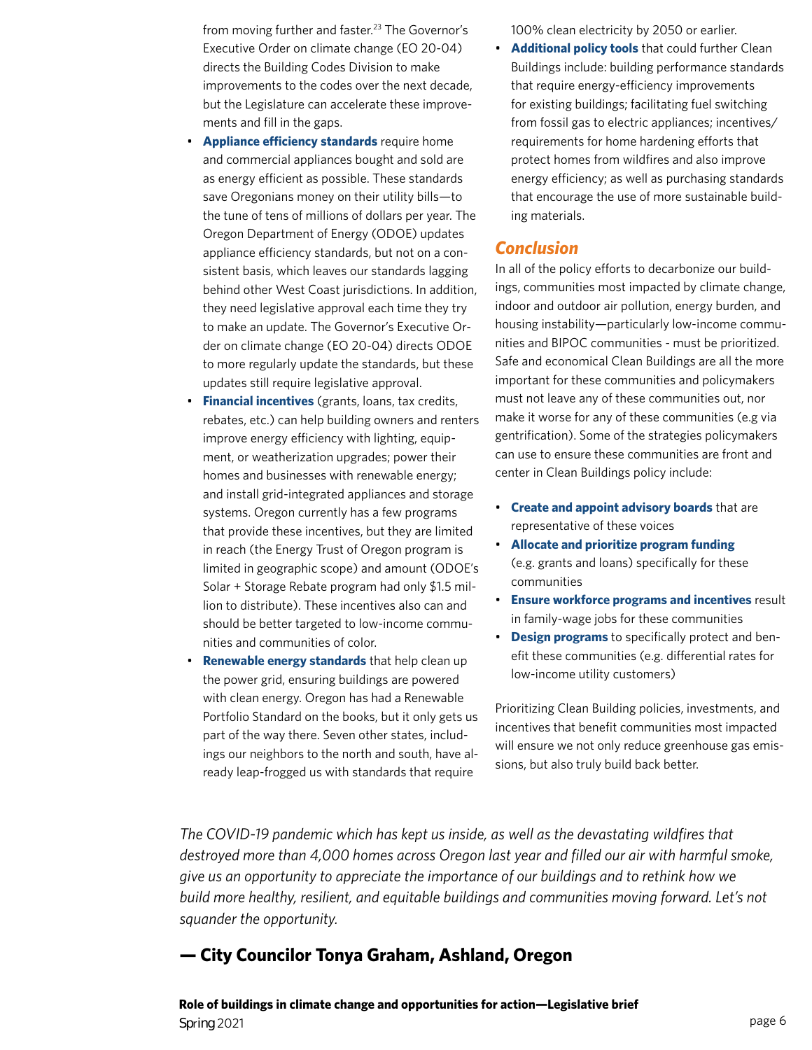from moving further and faster.[23] The Governor's Executive Order on climate change (EO 20-04) directs the Building Codes Division to make improvements to the codes over the next decade, but the Legislature can accelerate these improvements and fill in the gaps.

- **Appliance efficiency standards** require home and commercial appliances bought and sold are as energy efficient as possible. These standards save Oregonians money on their utility bills—to the tune of tens of millions of dollars per year. The Oregon Department of Energy (ODOE) updates appliance efficiency standards, but not on a consistent basis, which leaves our standards lagging behind other West Coast jurisdictions. In addition, they need legislative approval each time they try to make an update. The Governor's Executive Order on climate change (EO 20-04) directs ODOE to more regularly update the standards, but these updates still require legislative approval.
- **Financial incentives** (grants, loans, tax credits, rebates, etc.) can help building owners and renters improve energy efficiency with lighting, equipment, or weatherization upgrades; power their homes and businesses with renewable energy; and install grid-integrated appliances and storage systems. Oregon currently has a few programs that provide these incentives, but they are limited in reach (the Energy Trust of Oregon program is limited in geographic scope) and amount (ODOE's Solar + Storage Rebate program had only $1.5 million to distribute). These incentives also can and should be better targeted to low-income communities and communities of color.
- **Renewable energy standards** that help clean up the power grid, ensuring buildings are powered with clean energy. Oregon has had a Renewable Portfolio Standard on the books, but it only gets us part of the way there. Seven other states, includings our neighbors to the north and south, have already leap-frogged us with standards that require 100% clean electricity by 2050 or earlier.
- **Additional policy tools** that could further Clean Buildings include: building performance standards that require energy-efficiency improvements for existing buildings; facilitating fuel switching from fossil gas to electric appliances; incentives/requirements for home hardening efforts that protect homes from wildfires and also improve energy efficiency; as well as purchasing standards that encourage the use of more sustainable building materials.

## *Conclusion*

In all of the policy efforts to decarbonize our buildings, communities most impacted by climate change, indoor and outdoor air pollution, energy burden, and housing instability—particularly low-income communities and BIPOC communities - must be prioritized. Safe and economical Clean Buildings are all the more important for these communities and policymakers must not leave any of these communities out, nor make it worse for any of these communities (e.g via gentrification). Some of the strategies policymakers can use to ensure these communities are front and center in Clean Buildings policy include:

- **Create and appoint advisory boards** that are representative of these voices
- **Allocate and prioritize program funding** (e.g. grants and loans) specifically for these communities
- **Ensure workforce programs and incentives** result in family-wage jobs for these communities
- **Design programs** to specifically protect and benefit these communities (e.g. differential rates for low-income utility customers)

Prioritizing Clean Building policies, investments, and incentives that benefit communities most impacted will ensure we not only reduce greenhouse gas emissions, but also truly build back better.

*The COVID-19 pandemic which has kept us inside, as well as the devastating wildfires that destroyed more than 4,000 homes across Oregon last year and filled our air with harmful smoke, give us an opportunity to appreciate the importance of our buildings and to rethink how we build more healthy, resilient, and equitable buildings and communities moving forward. Let's not squander the opportunity.*

**— City Councilor Tonya Graham, Ashland, Oregon**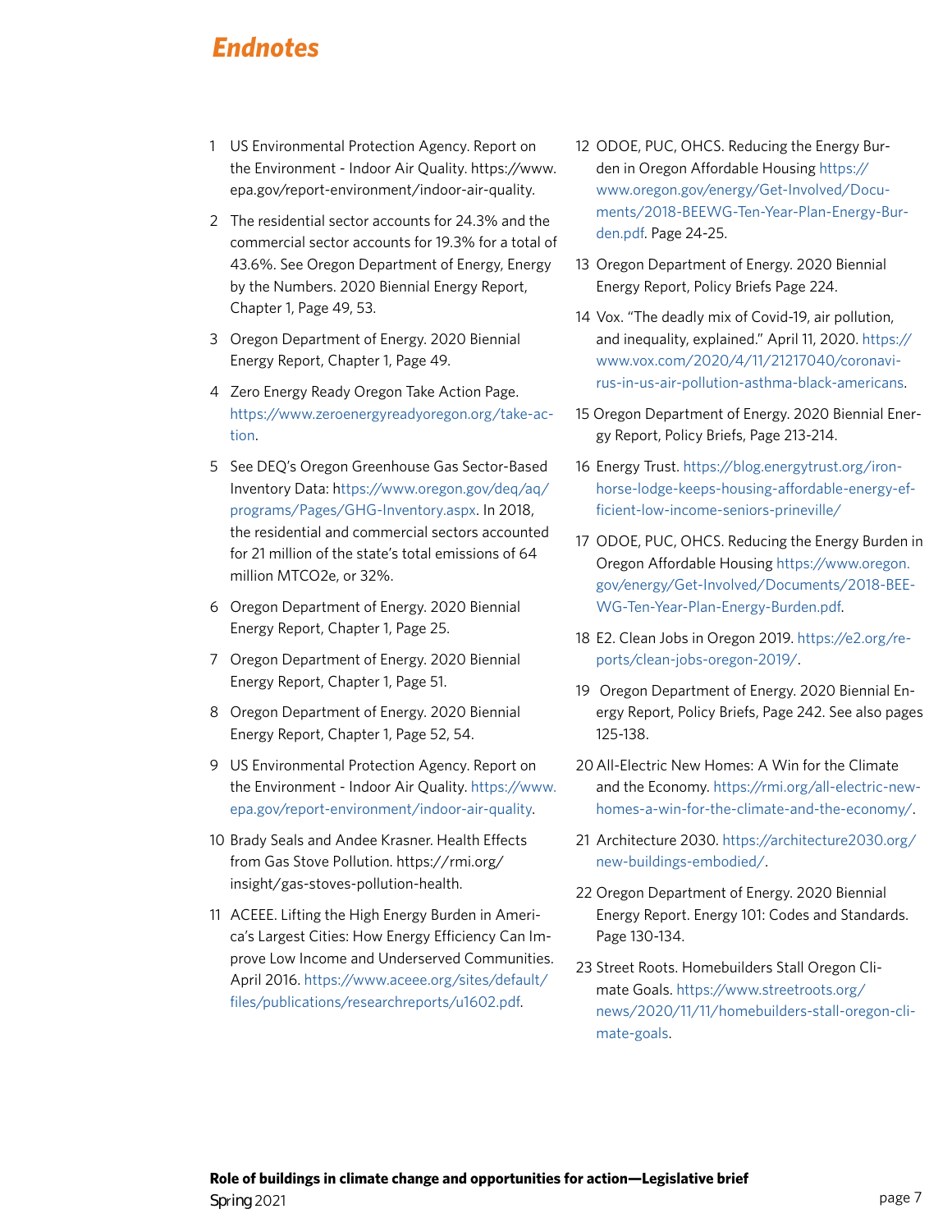# *Endnotes*

1. US Environmental Protection Agency. Report on the Environment - Indoor Air Quality. https://www.epa.gov/report-environment/indoor-air-quality.
2. The residential sector accounts for 24.3% and the commercial sector accounts for 19.3% for a total of 43.6%. See Oregon Department of Energy, Energy by the Numbers. 2020 Biennial Energy Report, Chapter 1, Page 49, 53.
3. Oregon Department of Energy. 2020 Biennial Energy Report, Chapter 1, Page 49.
4. Zero Energy Ready Oregon Take Action Page. https://www.zeroenergyreadyoregon.org/take-action.
5. See DEQ's Oregon Greenhouse Gas Sector-Based Inventory Data: https://www.oregon.gov/deq/aq/programs/Pages/GHG-Inventory.aspx. In 2018, the residential and commercial sectors accounted for 21 million of the state's total emissions of 64 million MTCO2e, or 32%.
6. Oregon Department of Energy. 2020 Biennial Energy Report, Chapter 1, Page 25.
7. Oregon Department of Energy. 2020 Biennial Energy Report, Chapter 1, Page 51.
8. Oregon Department of Energy. 2020 Biennial Energy Report, Chapter 1, Page 52, 54.
9. US Environmental Protection Agency. Report on the Environment - Indoor Air Quality. https://www.epa.gov/report-environment/indoor-air-quality.
10. Brady Seals and Andee Krasner. Health Effects from Gas Stove Pollution. https://rmi.org/insight/gas-stoves-pollution-health.
11. ACEEE. Lifting the High Energy Burden in America's Largest Cities: How Energy Efficiency Can Improve Low Income and Underserved Communities. April 2016. https://www.aceee.org/sites/default/files/publications/researchreports/u1602.pdf.
12. ODOE, PUC, OHCS. Reducing the Energy Burden in Oregon Affordable Housing https://www.oregon.gov/energy/Get-Involved/Documents/2018-BEEWG-Ten-Year-Plan-Energy-Burden.pdf. Page 24-25.
13. Oregon Department of Energy. 2020 Biennial Energy Report, Policy Briefs Page 224.
14. Vox. "The deadly mix of Covid-19, air pollution, and inequality, explained." April 11, 2020. https://www.vox.com/2020/4/11/21217040/coronavirus-in-us-air-pollution-asthma-black-americans.
15. Oregon Department of Energy. 2020 Biennial Energy Report, Policy Briefs, Page 213-214.
16. Energy Trust. https://blog.energytrust.org/iron-horse-lodge-keeps-housing-affordable-energy-efficient-low-income-seniors-prineville/
17. ODOE, PUC, OHCS. Reducing the Energy Burden in Oregon Affordable Housing https://www.oregon.gov/energy/Get-Involved/Documents/2018-BEEWG-Ten-Year-Plan-Energy-Burden.pdf.
18. E2. Clean Jobs in Oregon 2019. https://e2.org/reports/clean-jobs-oregon-2019/.
19. Oregon Department of Energy. 2020 Biennial Energy Report, Policy Briefs, Page 242. See also pages 125-138.
20. All-Electric New Homes: A Win for the Climate and the Economy. https://rmi.org/all-electric-new-homes-a-win-for-the-climate-and-the-economy/.
21. Architecture 2030. https://architecture2030.org/new-buildings-embodied/.
22. Oregon Department of Energy. 2020 Biennial Energy Report. Energy 101: Codes and Standards. Page 130-134.
23. Street Roots. Homebuilders Stall Oregon Climate Goals. https://www.streetroots.org/news/2020/11/11/homebuilders-stall-oregon-climate-goals.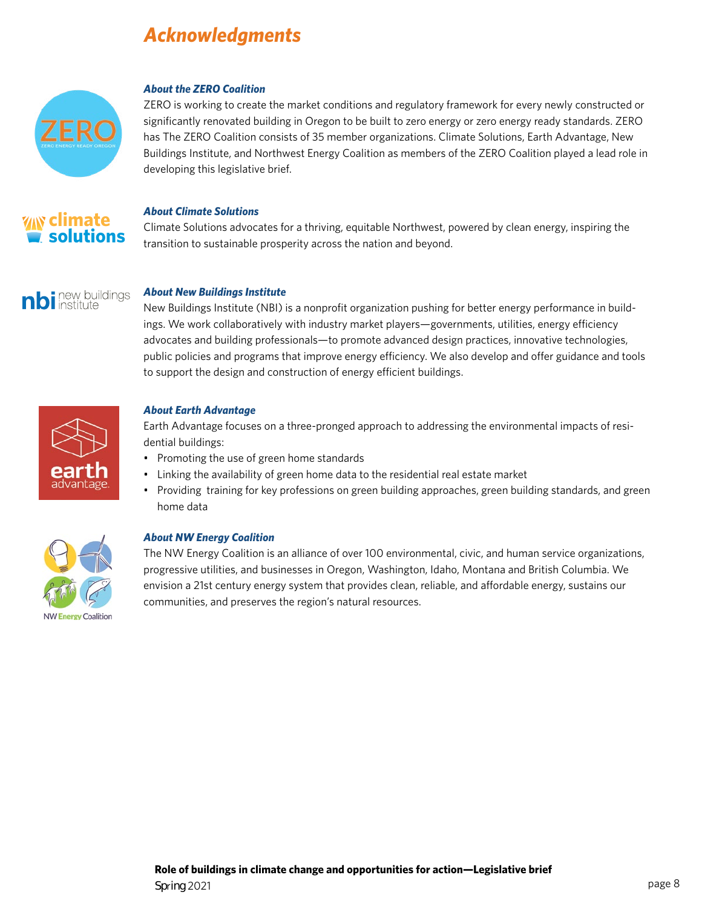# Acknowledgments

### About the ZERO Coalition

ZERO is working to create the market conditions and regulatory framework for every newly constructed or significantly renovated building in Oregon to be built to zero energy or zero energy ready standards. ZERO has The ZERO Coalition consists of 35 member organizations. Climate Solutions, Earth Advantage, New Buildings Institute, and Northwest Energy Coalition as members of the ZERO Coalition played a lead role in developing this legislative brief.

### About Climate Solutions

Climate Solutions advocates for a thriving, equitable Northwest, powered by clean energy, inspiring the transition to sustainable prosperity across the nation and beyond.

### About New Buildings Institute

New Buildings Institute (NBI) is a nonprofit organization pushing for better energy performance in buildings. We work collaboratively with industry market players—governments, utilities, energy efficiency advocates and building professionals—to promote advanced design practices, innovative technologies, public policies and programs that improve energy efficiency. We also develop and offer guidance and tools to support the design and construction of energy efficient buildings.

### About Earth Advantage

Earth Advantage focuses on a three-pronged approach to addressing the environmental impacts of residential buildings:

- Promoting the use of green home standards
- Linking the availability of green home data to the residential real estate market
- Providing training for key professions on green building approaches, green building standards, and green home data

### About NW Energy Coalition

The NW Energy Coalition is an alliance of over 100 environmental, civic, and human service organizations, progressive utilities, and businesses in Oregon, Washington, Idaho, Montana and British Columbia. We envision a 21st century energy system that provides clean, reliable, and affordable energy, sustains our communities, and preserves the region's natural resources.